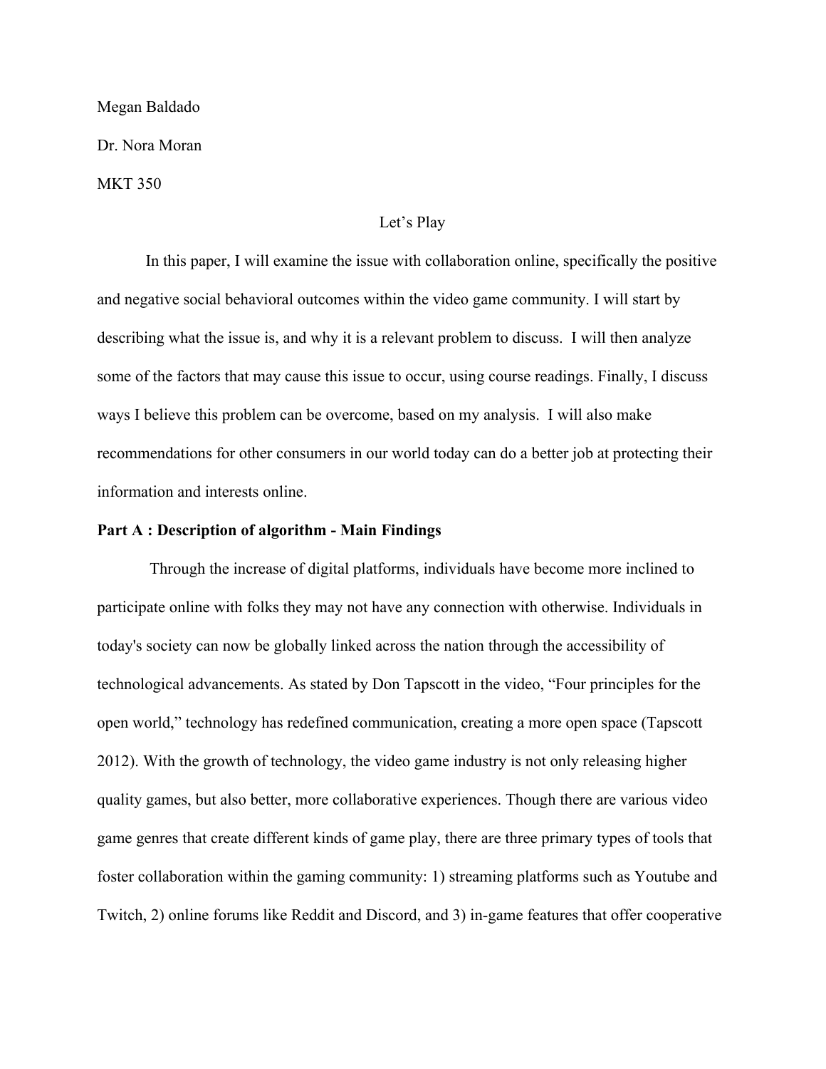Megan Baldado

Dr. Nora Moran

MKT 350

Let's Play

In this paper, I will examine the issue with collaboration online, specifically the positive and negative social behavioral outcomes within the video game community. I will start by describing what the issue is, and why it is a relevant problem to discuss. I will then analyze some of the factors that may cause this issue to occur, using course readings. Finally, I discuss ways I believe this problem can be overcome, based on my analysis. I will also make recommendations for other consumers in our world today can do a better job at protecting their information and interests online.

**Part A : Description of algorithm - Main Findings**

Through the increase of digital platforms, individuals have become more inclined to participate online with folks they may not have any connection with otherwise. Individuals in today's society can now be globally linked across the nation through the accessibility of technological advancements. As stated by Don Tapscott in the video, "Four principles for the open world," technology has redefined communication, creating a more open space (Tapscott 2012). With the growth of technology, the video game industry is not only releasing higher quality games, but also better, more collaborative experiences. Though there are various video game genres that create different kinds of game play, there are three primary types of tools that foster collaboration within the gaming community: 1) streaming platforms such as Youtube and Twitch, 2) online forums like Reddit and Discord, and 3) in-game features that offer cooperative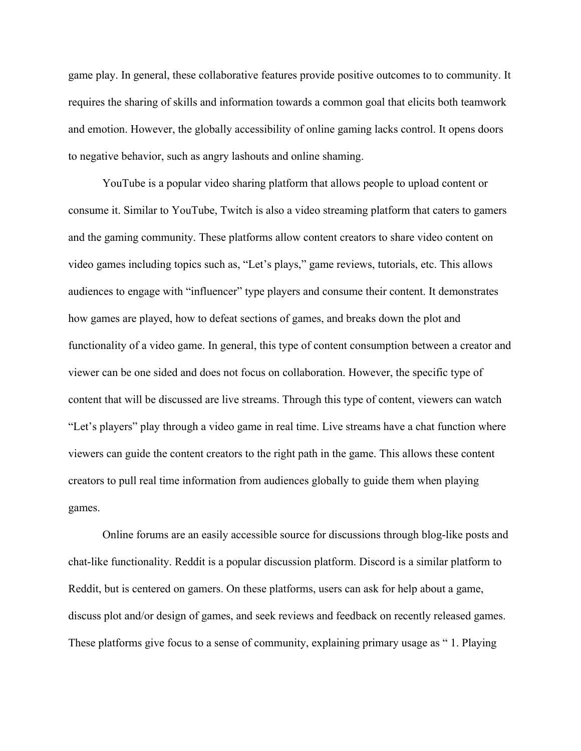game play. In general, these collaborative features provide positive outcomes to to community. It requires the sharing of skills and information towards a common goal that elicits both teamwork and emotion. However, the globally accessibility of online gaming lacks control. It opens doors to negative behavior, such as angry lashouts and online shaming.

YouTube is a popular video sharing platform that allows people to upload content or consume it. Similar to YouTube, Twitch is also a video streaming platform that caters to gamers and the gaming community. These platforms allow content creators to share video content on video games including topics such as, "Let's plays," game reviews, tutorials, etc. This allows audiences to engage with "influencer" type players and consume their content. It demonstrates how games are played, how to defeat sections of games, and breaks down the plot and functionality of a video game. In general, this type of content consumption between a creator and viewer can be one sided and does not focus on collaboration. However, the specific type of content that will be discussed are live streams. Through this type of content, viewers can watch "Let's players" play through a video game in real time. Live streams have a chat function where viewers can guide the content creators to the right path in the game. This allows these content creators to pull real time information from audiences globally to guide them when playing games.

Online forums are an easily accessible source for discussions through blog-like posts and chat-like functionality. Reddit is a popular discussion platform. Discord is a similar platform to Reddit, but is centered on gamers. On these platforms, users can ask for help about a game, discuss plot and/or design of games, and seek reviews and feedback on recently released games. These platforms give focus to a sense of community, explaining primary usage as " 1. Playing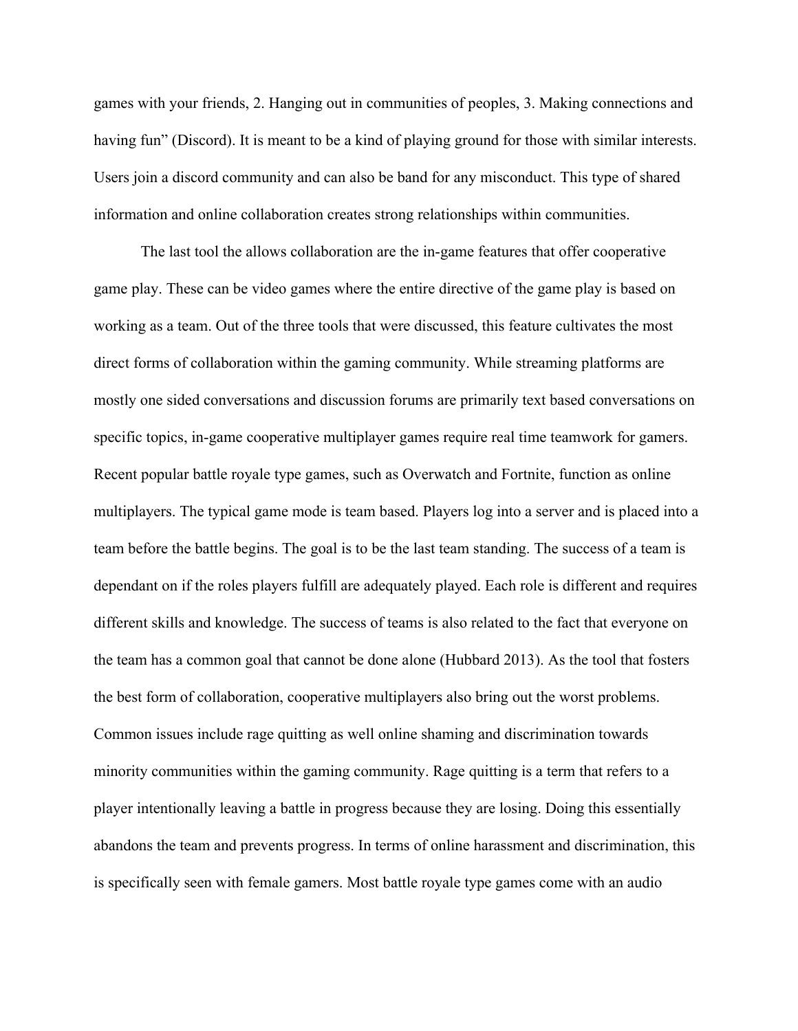games with your friends, 2. Hanging out in communities of peoples, 3. Making connections and having fun" (Discord). It is meant to be a kind of playing ground for those with similar interests. Users join a discord community and can also be band for any misconduct. This type of shared information and online collaboration creates strong relationships within communities.

The last tool the allows collaboration are the in-game features that offer cooperative game play. These can be video games where the entire directive of the game play is based on working as a team. Out of the three tools that were discussed, this feature cultivates the most direct forms of collaboration within the gaming community. While streaming platforms are mostly one sided conversations and discussion forums are primarily text based conversations on specific topics, in-game cooperative multiplayer games require real time teamwork for gamers. Recent popular battle royale type games, such as Overwatch and Fortnite, function as online multiplayers. The typical game mode is team based. Players log into a server and is placed into a team before the battle begins. The goal is to be the last team standing. The success of a team is dependant on if the roles players fulfill are adequately played. Each role is different and requires different skills and knowledge. The success of teams is also related to the fact that everyone on the team has a common goal that cannot be done alone (Hubbard 2013). As the tool that fosters the best form of collaboration, cooperative multiplayers also bring out the worst problems. Common issues include rage quitting as well online shaming and discrimination towards minority communities within the gaming community. Rage quitting is a term that refers to a player intentionally leaving a battle in progress because they are losing. Doing this essentially abandons the team and prevents progress. In terms of online harassment and discrimination, this is specifically seen with female gamers. Most battle royale type games come with an audio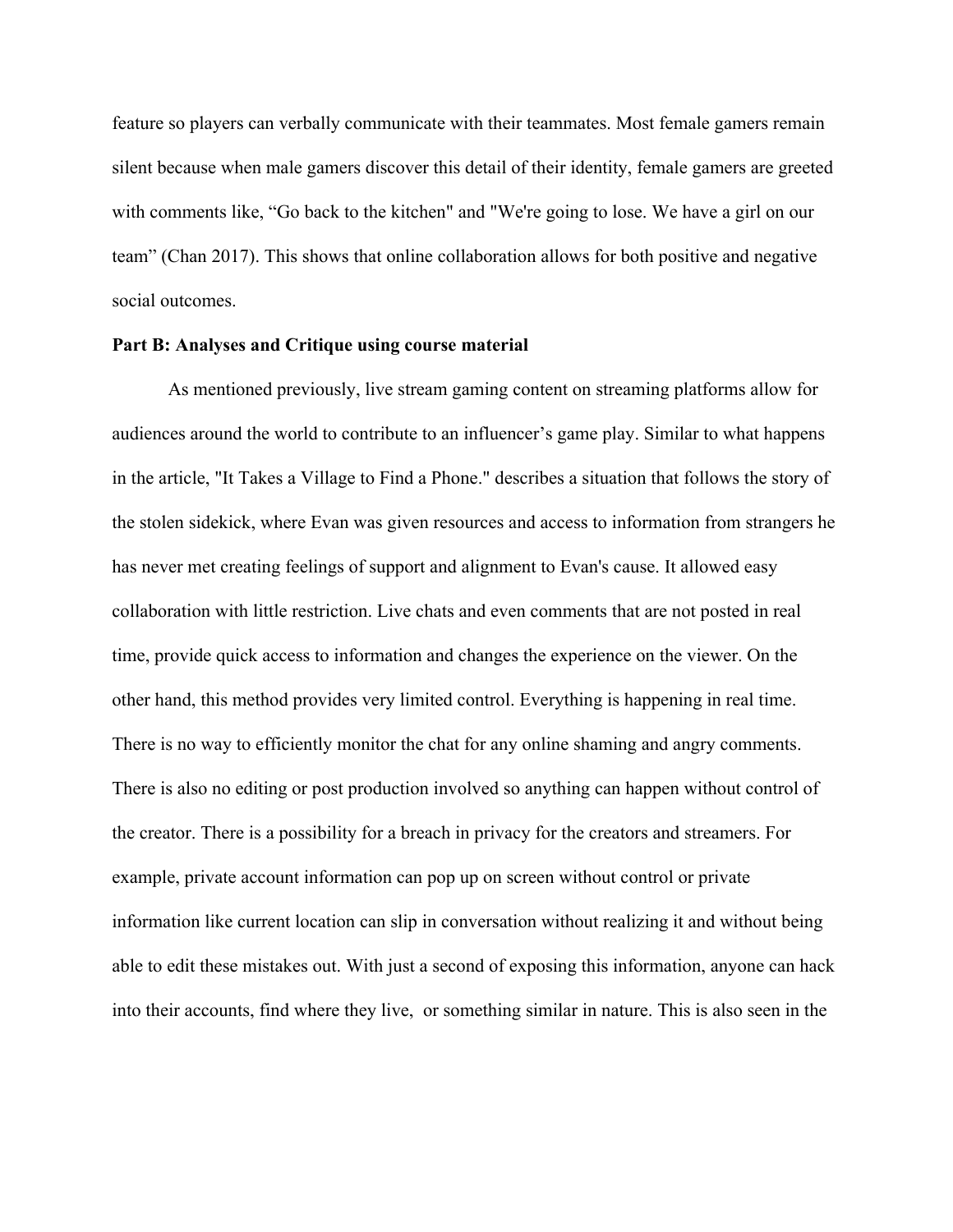feature so players can verbally communicate with their teammates. Most female gamers remain silent because when male gamers discover this detail of their identity, female gamers are greeted with comments like, "Go back to the kitchen" and "We're going to lose. We have a girl on our team" (Chan 2017). This shows that online collaboration allows for both positive and negative social outcomes.

**Part B: Analyses and Critique using course material**

As mentioned previously, live stream gaming content on streaming platforms allow for audiences around the world to contribute to an influencer's game play. Similar to what happens in the article, "It Takes a Village to Find a Phone." describes a situation that follows the story of the stolen sidekick, where Evan was given resources and access to information from strangers he has never met creating feelings of support and alignment to Evan's cause. It allowed easy collaboration with little restriction. Live chats and even comments that are not posted in real time, provide quick access to information and changes the experience on the viewer. On the other hand, this method provides very limited control. Everything is happening in real time. There is no way to efficiently monitor the chat for any online shaming and angry comments. There is also no editing or post production involved so anything can happen without control of the creator. There is a possibility for a breach in privacy for the creators and streamers. For example, private account information can pop up on screen without control or private information like current location can slip in conversation without realizing it and without being able to edit these mistakes out. With just a second of exposing this information, anyone can hack into their accounts, find where they live, or something similar in nature. This is also seen in the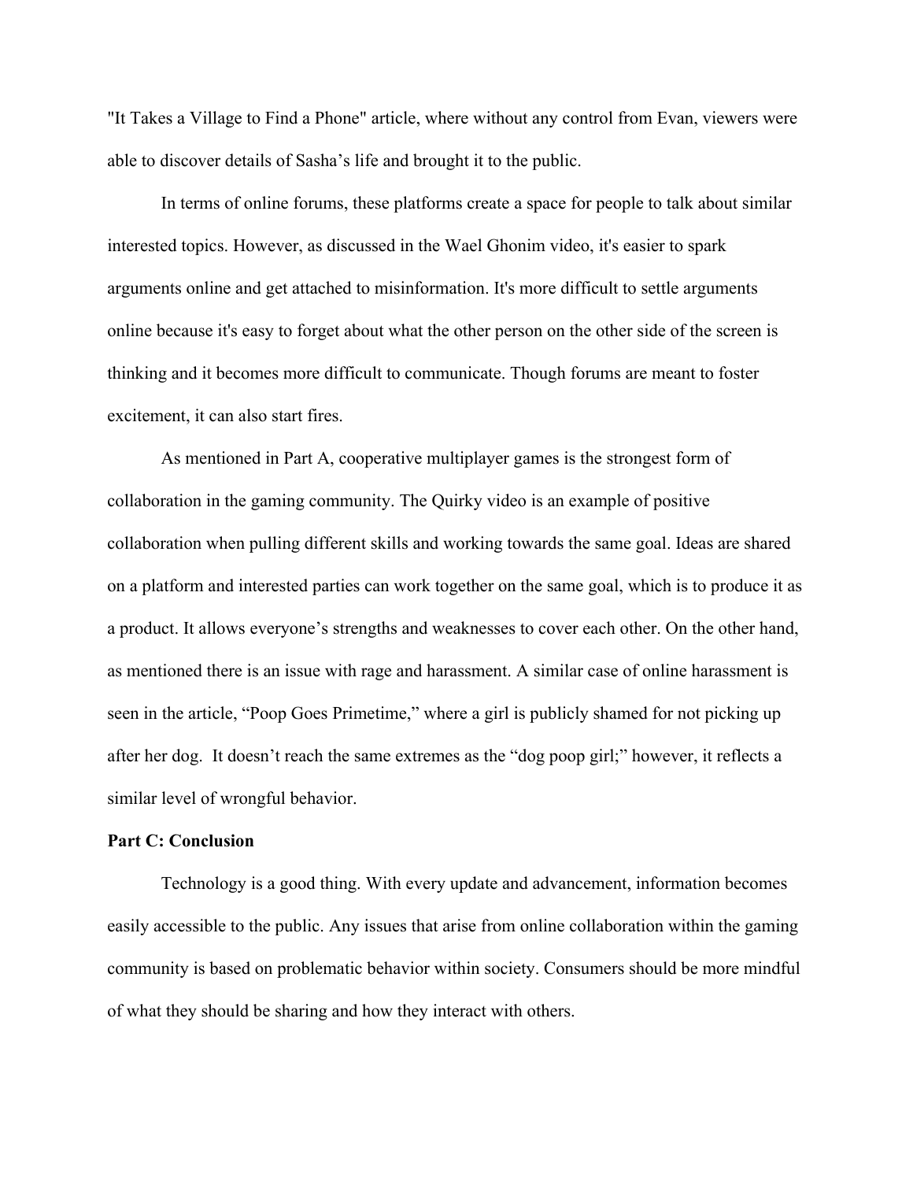"It Takes a Village to Find a Phone" article, where without any control from Evan, viewers were able to discover details of Sasha's life and brought it to the public.

In terms of online forums, these platforms create a space for people to talk about similar interested topics. However, as discussed in the Wael Ghonim video, it's easier to spark arguments online and get attached to misinformation. It's more difficult to settle arguments online because it's easy to forget about what the other person on the other side of the screen is thinking and it becomes more difficult to communicate. Though forums are meant to foster excitement, it can also start fires.

As mentioned in Part A, cooperative multiplayer games is the strongest form of collaboration in the gaming community. The Quirky video is an example of positive collaboration when pulling different skills and working towards the same goal. Ideas are shared on a platform and interested parties can work together on the same goal, which is to produce it as a product. It allows everyone's strengths and weaknesses to cover each other. On the other hand, as mentioned there is an issue with rage and harassment. A similar case of online harassment is seen in the article, "Poop Goes Primetime," where a girl is publicly shamed for not picking up after her dog. It doesn't reach the same extremes as the "dog poop girl;" however, it reflects a similar level of wrongful behavior.

**Part C: Conclusion**

Technology is a good thing. With every update and advancement, information becomes easily accessible to the public. Any issues that arise from online collaboration within the gaming community is based on problematic behavior within society. Consumers should be more mindful of what they should be sharing and how they interact with others.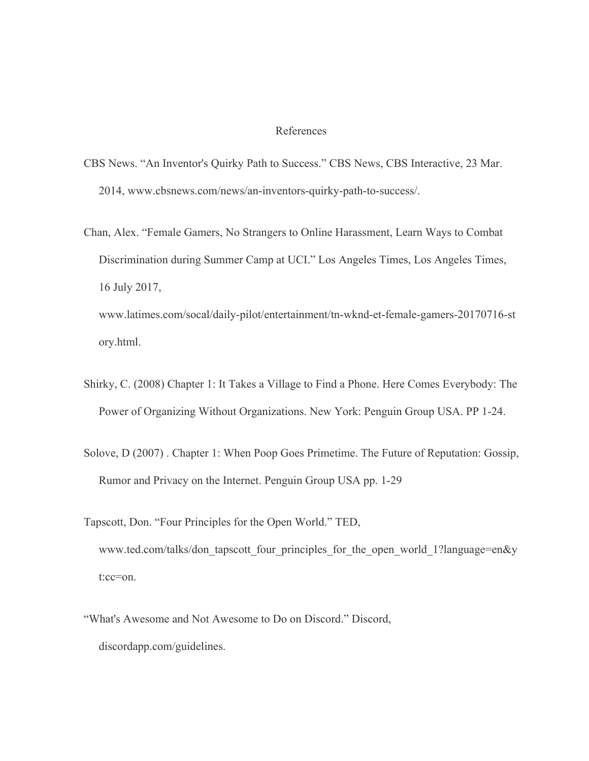# References

CBS News. “An Inventor's Quirky Path to Success.” CBS News, CBS Interactive, 23 Mar. 2014, www.cbsnews.com/news/an-inventors-quirky-path-to-success/.

Chan, Alex. “Female Gamers, No Strangers to Online Harassment, Learn Ways to Combat Discrimination during Summer Camp at UCI.” Los Angeles Times, Los Angeles Times, 16 July 2017, www.latimes.com/socal/daily-pilot/entertainment/tn-wknd-et-female-gamers-20170716-story.html.

Shirky, C. (2008) Chapter 1: It Takes a Village to Find a Phone. Here Comes Everybody: The Power of Organizing Without Organizations. New York: Penguin Group USA. PP 1-24.

Solove, D (2007) . Chapter 1: When Poop Goes Primetime. The Future of Reputation: Gossip, Rumor and Privacy on the Internet. Penguin Group USA pp. 1-29

Tapscott, Don. “Four Principles for the Open World.” TED, www.ted.com/talks/don_tapscott_four_principles_for_the_open_world_1?language=en&yt:cc=on.

“What's Awesome and Not Awesome to Do on Discord.” Discord, discordapp.com/guidelines.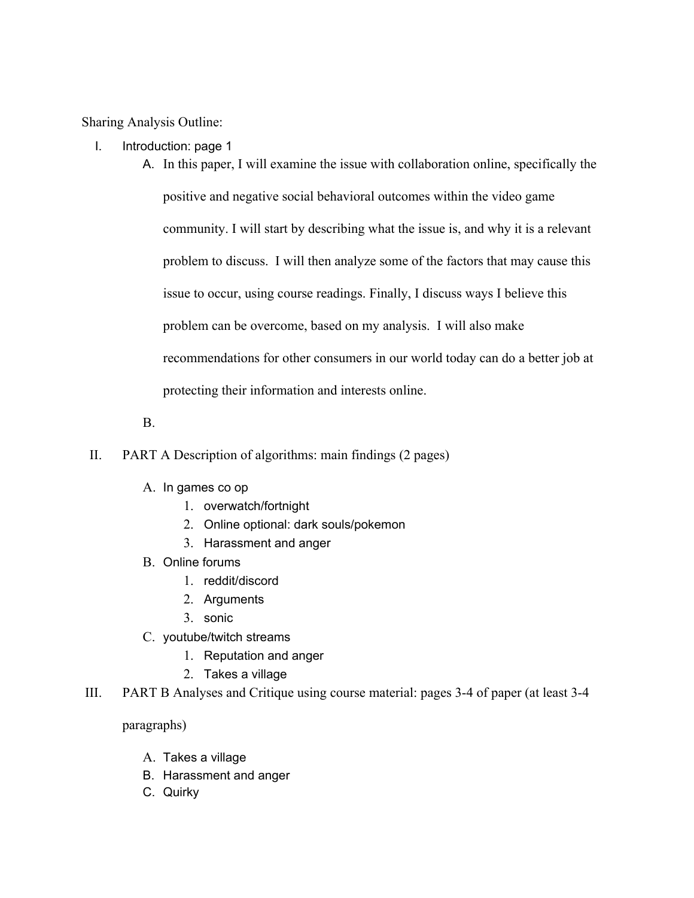Sharing Analysis Outline:

I. Introduction: page 1
   A. In this paper, I will examine the issue with collaboration online, specifically the positive and negative social behavioral outcomes within the video game community. I will start by describing what the issue is, and why it is a relevant problem to discuss. I will then analyze some of the factors that may cause this issue to occur, using course readings. Finally, I discuss ways I believe this problem can be overcome, based on my analysis. I will also make recommendations for other consumers in our world today can do a better job at protecting their information and interests online.
   B.

II. PART A Description of algorithms: main findings (2 pages)
   A. In games co op
      1. overwatch/fortnight
      2. Online optional: dark souls/pokemon
      3. Harassment and anger
   B. Online forums
      1. reddit/discord
      2. Arguments
      3. sonic
   C. youtube/twitch streams
      1. Reputation and anger
      2. Takes a village

III. PART B Analyses and Critique using course material: pages 3-4 of paper (at least 3-4 paragraphs)
   A. Takes a village
   B. Harassment and anger
   C. Quirky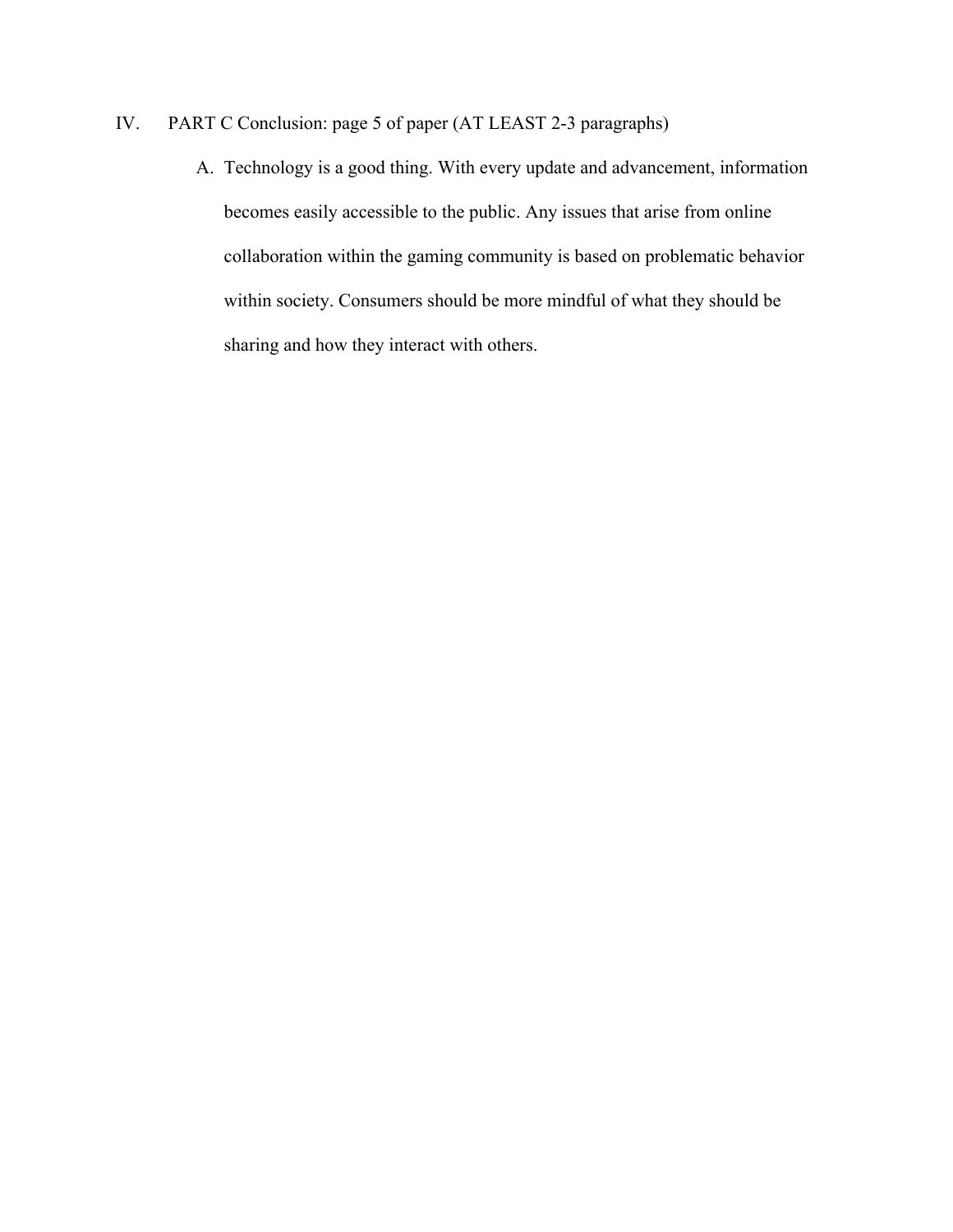IV. PART C Conclusion: page 5 of paper (AT LEAST 2-3 paragraphs)

A. Technology is a good thing. With every update and advancement, information becomes easily accessible to the public. Any issues that arise from online collaboration within the gaming community is based on problematic behavior within society. Consumers should be more mindful of what they should be sharing and how they interact with others.